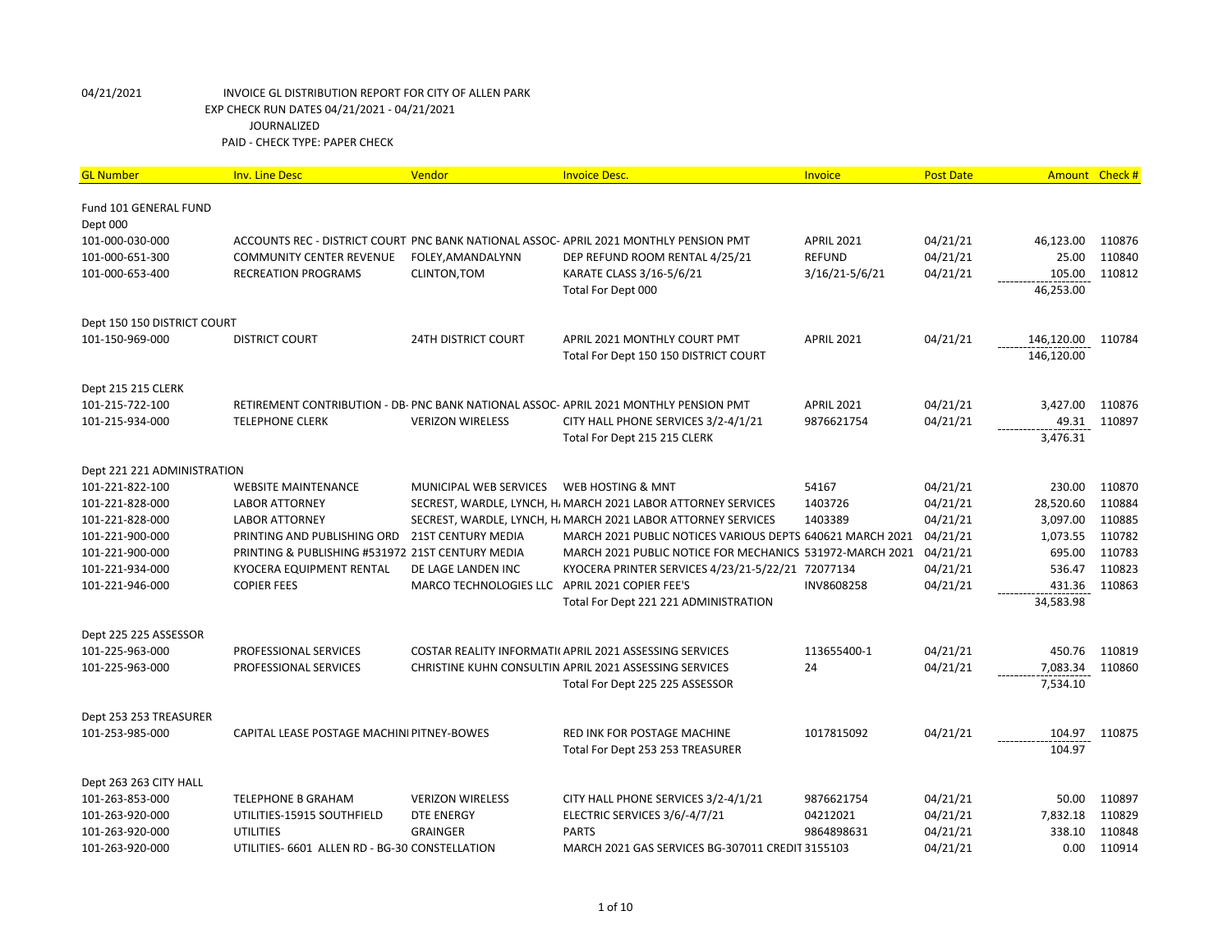04/21/2021 INVOICE GL DISTRIBUTION REPORT FOR CITY OF ALLEN PARK
EXP CHECK RUN DATES 04/21/2021 - 04/21/2021
JOURNALIZED
PAID - CHECK TYPE: PAPER CHECK

| GL Number | Inv. Line Desc | Vendor | Invoice Desc. | Invoice | Post Date | Amount | Check # |
|---|---|---|---|---|---|---|---|
| Fund 101 GENERAL FUND | | | | | | | |
| Dept 000 | | | | | | | |
| 101-000-030-000 | ACCOUNTS REC - DISTRICT COURT | PNC BANK NATIONAL ASSOC- | APRIL 2021 MONTHLY PENSION PMT | APRIL 2021 | 04/21/21 | 46,123.00 | 110876 |
| 101-000-651-300 | COMMUNITY CENTER REVENUE | FOLEY,AMANDALYNN | DEP REFUND ROOM RENTAL 4/25/21 | REFUND | 04/21/21 | 25.00 | 110840 |
| 101-000-653-400 | RECREATION PROGRAMS | CLINTON,TOM | KARATE CLASS 3/16-5/6/21 | 3/16/21-5/6/21 | 04/21/21 | 105.00 | 110812 |
| | | | Total For Dept 000 | | | 46,253.00 | |
| Dept 150 150 DISTRICT COURT | | | | | | | |
| 101-150-969-000 | DISTRICT COURT | 24TH DISTRICT COURT | APRIL 2021 MONTHLY COURT PMT | APRIL 2021 | 04/21/21 | 146,120.00 | 110784 |
| | | | Total For Dept 150 150 DISTRICT COURT | | | 146,120.00 | |
| Dept 215 215 CLERK | | | | | | | |
| 101-215-722-100 | RETIREMENT CONTRIBUTION - DB- | PNC BANK NATIONAL ASSOC- | APRIL 2021 MONTHLY PENSION PMT | APRIL 2021 | 04/21/21 | 3,427.00 | 110876 |
| 101-215-934-000 | TELEPHONE CLERK | VERIZON WIRELESS | CITY HALL PHONE SERVICES 3/2-4/1/21 | 9876621754 | 04/21/21 | 49.31 | 110897 |
| | | | Total For Dept 215 215 CLERK | | | 3,476.31 | |
| Dept 221 221 ADMINISTRATION | | | | | | | |
| 101-221-822-100 | WEBSITE MAINTENANCE | MUNICIPAL WEB SERVICES | WEB HOSTING & MNT | 54167 | 04/21/21 | 230.00 | 110870 |
| 101-221-828-000 | LABOR ATTORNEY | SECREST, WARDLE, LYNCH, H/ | MARCH 2021 LABOR ATTORNEY SERVICES | 1403726 | 04/21/21 | 28,520.60 | 110884 |
| 101-221-828-000 | LABOR ATTORNEY | SECREST, WARDLE, LYNCH, H/ | MARCH 2021 LABOR ATTORNEY SERVICES | 1403389 | 04/21/21 | 3,097.00 | 110885 |
| 101-221-900-000 | PRINTING AND PUBLISHING ORD | 21ST CENTURY MEDIA | MARCH 2021 PUBLIC NOTICES VARIOUS DEPTS | 640621 MARCH 2021 | 04/21/21 | 1,073.55 | 110782 |
| 101-221-900-000 | PRINTING & PUBLISHING #531972 | 21ST CENTURY MEDIA | MARCH 2021 PUBLIC NOTICE FOR MECHANICS | 531972-MARCH 2021 | 04/21/21 | 695.00 | 110783 |
| 101-221-934-000 | KYOCERA EQUIPMENT RENTAL | DE LAGE LANDEN INC | KYOCERA PRINTER SERVICES 4/23/21-5/22/21 | 72077134 | 04/21/21 | 536.47 | 110823 |
| 101-221-946-000 | COPIER FEES | MARCO TECHNOLOGIES LLC | APRIL 2021 COPIER FEE'S | INV8608258 | 04/21/21 | 431.36 | 110863 |
| | | | Total For Dept 221 221 ADMINISTRATION | | | 34,583.98 | |
| Dept 225 225 ASSESSOR | | | | | | | |
| 101-225-963-000 | PROFESSIONAL SERVICES | COSTAR REALITY INFORMATI( | APRIL 2021 ASSESSING SERVICES | 113655400-1 | 04/21/21 | 450.76 | 110819 |
| 101-225-963-000 | PROFESSIONAL SERVICES | CHRISTINE KUHN CONSULTIN | APRIL 2021 ASSESSING SERVICES | 24 | 04/21/21 | 7,083.34 | 110860 |
| | | | Total For Dept 225 225 ASSESSOR | | | 7,534.10 | |
| Dept 253 253 TREASURER | | | | | | | |
| 101-253-985-000 | CAPITAL LEASE POSTAGE MACHINI | PITNEY-BOWES | RED INK FOR POSTAGE MACHINE | 1017815092 | 04/21/21 | 104.97 | 110875 |
| | | | Total For Dept 253 253 TREASURER | | | 104.97 | |
| Dept 263 263 CITY HALL | | | | | | | |
| 101-263-853-000 | TELEPHONE B GRAHAM | VERIZON WIRELESS | CITY HALL PHONE SERVICES 3/2-4/1/21 | 9876621754 | 04/21/21 | 50.00 | 110897 |
| 101-263-920-000 | UTILITIES-15915 SOUTHFIELD | DTE ENERGY | ELECTRIC SERVICES 3/6/-4/7/21 | 04212021 | 04/21/21 | 7,832.18 | 110829 |
| 101-263-920-000 | UTILITIES | GRAINGER | PARTS | 9864898631 | 04/21/21 | 338.10 | 110848 |
| 101-263-920-000 | UTILITIES- 6601 ALLEN RD - BG-30 | CONSTELLATION | MARCH 2021 GAS SERVICES BG-307011 CREDIT | 3155103 | 04/21/21 | 0.00 | 110914 |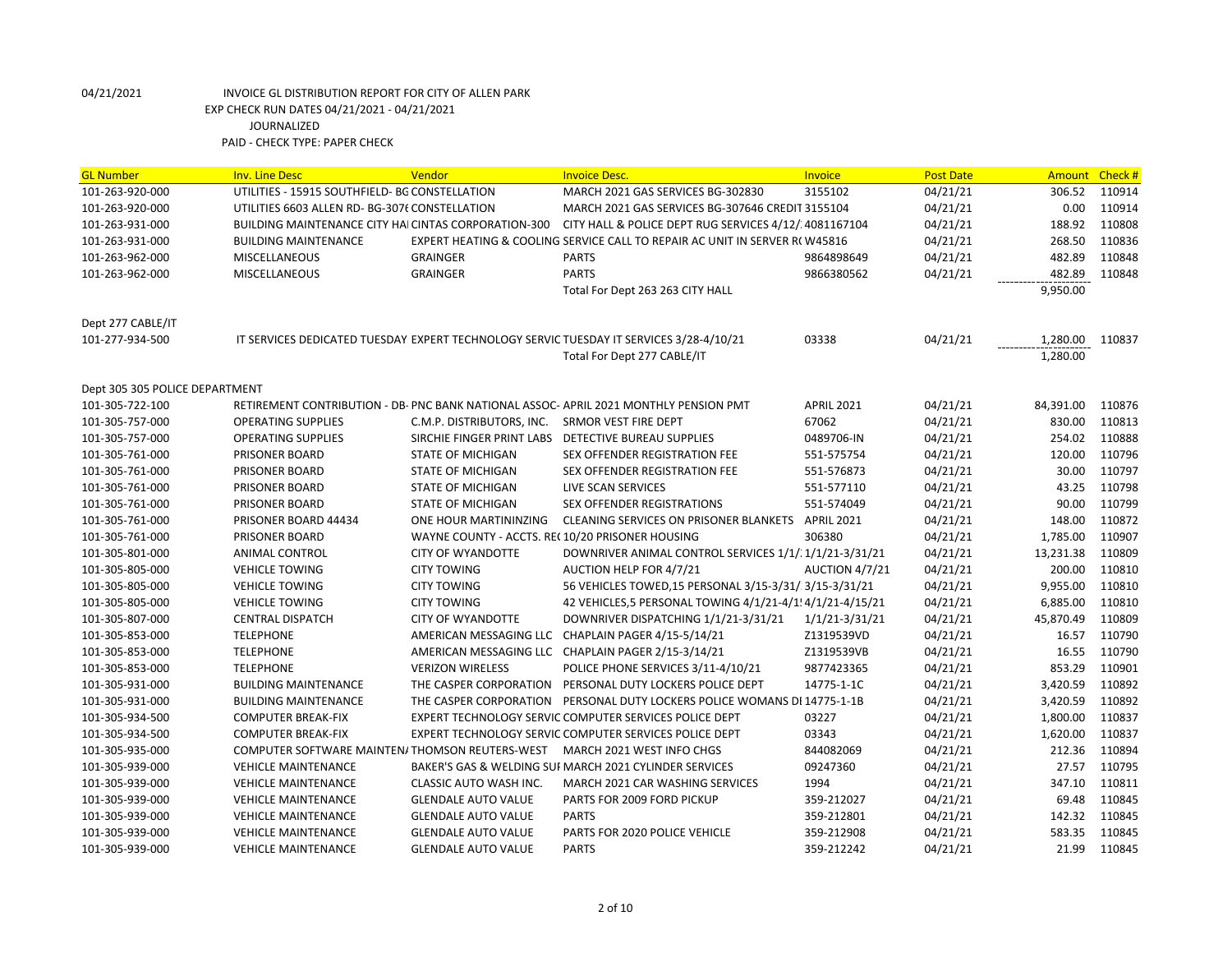04/21/2021 INVOICE GL DISTRIBUTION REPORT FOR CITY OF ALLEN PARK
EXP CHECK RUN DATES 04/21/2021 - 04/21/2021
JOURNALIZED
PAID - CHECK TYPE: PAPER CHECK

| GL Number | Inv. Line Desc | Vendor | Invoice Desc. | Invoice | Post Date | Amount | Check # |
|---|---|---|---|---|---|---|---|
| 101-263-920-000 | UTILITIES - 15915 SOUTHFIELD- BG CONSTELLATION | | MARCH 2021 GAS SERVICES BG-302830 | 3155102 | 04/21/21 | 306.52 | 110914 |
| 101-263-920-000 | UTILITIES 6603 ALLEN RD- BG-307( CONSTELLATION | | MARCH 2021 GAS SERVICES BG-307646 CREDIT | 3155104 | 04/21/21 | 0.00 | 110914 |
| 101-263-931-000 | BUILDING MAINTENANCE CITY HAI | CINTAS CORPORATION-300 | CITY HALL & POLICE DEPT RUG SERVICES 4/12/ | 4081167104 | 04/21/21 | 188.92 | 110808 |
| 101-263-931-000 | BUILDING MAINTENANCE | EXPERT HEATING & COOLING | SERVICE CALL TO REPAIR AC UNIT IN SERVER R( | W45816 | 04/21/21 | 268.50 | 110836 |
| 101-263-962-000 | MISCELLANEOUS | GRAINGER | PARTS | 9864898649 | 04/21/21 | 482.89 | 110848 |
| 101-263-962-000 | MISCELLANEOUS | GRAINGER | PARTS | 9866380562 | 04/21/21 | 482.89 | 110848 |
| | | | Total For Dept 263 263 CITY HALL | | | 9,950.00 | |
| Dept 277 CABLE/IT | | | | | | | |
| 101-277-934-500 | IT SERVICES DEDICATED TUESDAY | EXPERT TECHNOLOGY SERVIC | TUESDAY IT SERVICES 3/28-4/10/21 | 03338 | 04/21/21 | 1,280.00 | 110837 |
| | | | Total For Dept 277 CABLE/IT | | | 1,280.00 | |
| Dept 305 305 POLICE DEPARTMENT | | | | | | | |
| 101-305-722-100 | RETIREMENT CONTRIBUTION - DB- | PNC BANK NATIONAL ASSOC- | APRIL 2021 MONTHLY PENSION PMT | APRIL 2021 | 04/21/21 | 84,391.00 | 110876 |
| 101-305-757-000 | OPERATING SUPPLIES | C.M.P. DISTRIBUTORS, INC. | SRMOR VEST FIRE DEPT | 67062 | 04/21/21 | 830.00 | 110813 |
| 101-305-757-000 | OPERATING SUPPLIES | SIRCHIE FINGER PRINT LABS | DETECTIVE BUREAU SUPPLIES | 0489706-IN | 04/21/21 | 254.02 | 110888 |
| 101-305-761-000 | PRISONER BOARD | STATE OF MICHIGAN | SEX OFFENDER REGISTRATION FEE | 551-575754 | 04/21/21 | 120.00 | 110796 |
| 101-305-761-000 | PRISONER BOARD | STATE OF MICHIGAN | SEX OFFENDER REGISTRATION FEE | 551-576873 | 04/21/21 | 30.00 | 110797 |
| 101-305-761-000 | PRISONER BOARD | STATE OF MICHIGAN | LIVE SCAN SERVICES | 551-577110 | 04/21/21 | 43.25 | 110798 |
| 101-305-761-000 | PRISONER BOARD | STATE OF MICHIGAN | SEX OFFENDER REGISTRATIONS | 551-574049 | 04/21/21 | 90.00 | 110799 |
| 101-305-761-000 | PRISONER BOARD 44434 | ONE HOUR MARTININZING | CLEANING SERVICES ON PRISONER BLANKETS | APRIL 2021 | 04/21/21 | 148.00 | 110872 |
| 101-305-761-000 | PRISONER BOARD | WAYNE COUNTY - ACCTS. RE( | 10/20 PRISONER HOUSING | 306380 | 04/21/21 | 1,785.00 | 110907 |
| 101-305-801-000 | ANIMAL CONTROL | CITY OF WYANDOTTE | DOWNRIVER ANIMAL CONTROL SERVICES 1/1/: | 1/1/21-3/31/21 | 04/21/21 | 13,231.38 | 110809 |
| 101-305-805-000 | VEHICLE TOWING | CITY TOWING | AUCTION HELP FOR 4/7/21 | AUCTION 4/7/21 | 04/21/21 | 200.00 | 110810 |
| 101-305-805-000 | VEHICLE TOWING | CITY TOWING | 56 VEHICLES TOWED,15 PERSONAL 3/15-3/31/ | 3/15-3/31/21 | 04/21/21 | 9,955.00 | 110810 |
| 101-305-805-000 | VEHICLE TOWING | CITY TOWING | 42 VEHICLES,5 PERSONAL TOWING 4/1/21-4/1! | 4/1/21-4/15/21 | 04/21/21 | 6,885.00 | 110810 |
| 101-305-807-000 | CENTRAL DISPATCH | CITY OF WYANDOTTE | DOWNRIVER DISPATCHING 1/1/21-3/31/21 | 1/1/21-3/31/21 | 04/21/21 | 45,870.49 | 110809 |
| 101-305-853-000 | TELEPHONE | AMERICAN MESSAGING LLC | CHAPLAIN PAGER 4/15-5/14/21 | Z1319539VD | 04/21/21 | 16.57 | 110790 |
| 101-305-853-000 | TELEPHONE | AMERICAN MESSAGING LLC | CHAPLAIN PAGER 2/15-3/14/21 | Z1319539VB | 04/21/21 | 16.55 | 110790 |
| 101-305-853-000 | TELEPHONE | VERIZON WIRELESS | POLICE PHONE SERVICES 3/11-4/10/21 | 9877423365 | 04/21/21 | 853.29 | 110901 |
| 101-305-931-000 | BUILDING MAINTENANCE | THE CASPER CORPORATION | PERSONAL DUTY LOCKERS POLICE DEPT | 14775-1-1C | 04/21/21 | 3,420.59 | 110892 |
| 101-305-931-000 | BUILDING MAINTENANCE | THE CASPER CORPORATION | PERSONAL DUTY LOCKERS POLICE WOMANS DI | 14775-1-1B | 04/21/21 | 3,420.59 | 110892 |
| 101-305-934-500 | COMPUTER BREAK-FIX | EXPERT TECHNOLOGY SERVIC | COMPUTER SERVICES POLICE DEPT | 03227 | 04/21/21 | 1,800.00 | 110837 |
| 101-305-934-500 | COMPUTER BREAK-FIX | EXPERT TECHNOLOGY SERVIC | COMPUTER SERVICES POLICE DEPT | 03343 | 04/21/21 | 1,620.00 | 110837 |
| 101-305-935-000 | COMPUTER SOFTWARE MAINTEN/ | THOMSON REUTERS-WEST | MARCH 2021 WEST INFO CHGS | 844082069 | 04/21/21 | 212.36 | 110894 |
| 101-305-939-000 | VEHICLE MAINTENANCE | BAKER'S GAS & WELDING SUI | MARCH 2021 CYLINDER SERVICES | 09247360 | 04/21/21 | 27.57 | 110795 |
| 101-305-939-000 | VEHICLE MAINTENANCE | CLASSIC AUTO WASH INC. | MARCH 2021 CAR WASHING SERVICES | 1994 | 04/21/21 | 347.10 | 110811 |
| 101-305-939-000 | VEHICLE MAINTENANCE | GLENDALE AUTO VALUE | PARTS FOR 2009 FORD PICKUP | 359-212027 | 04/21/21 | 69.48 | 110845 |
| 101-305-939-000 | VEHICLE MAINTENANCE | GLENDALE AUTO VALUE | PARTS | 359-212801 | 04/21/21 | 142.32 | 110845 |
| 101-305-939-000 | VEHICLE MAINTENANCE | GLENDALE AUTO VALUE | PARTS FOR 2020 POLICE VEHICLE | 359-212908 | 04/21/21 | 583.35 | 110845 |
| 101-305-939-000 | VEHICLE MAINTENANCE | GLENDALE AUTO VALUE | PARTS | 359-212242 | 04/21/21 | 21.99 | 110845 |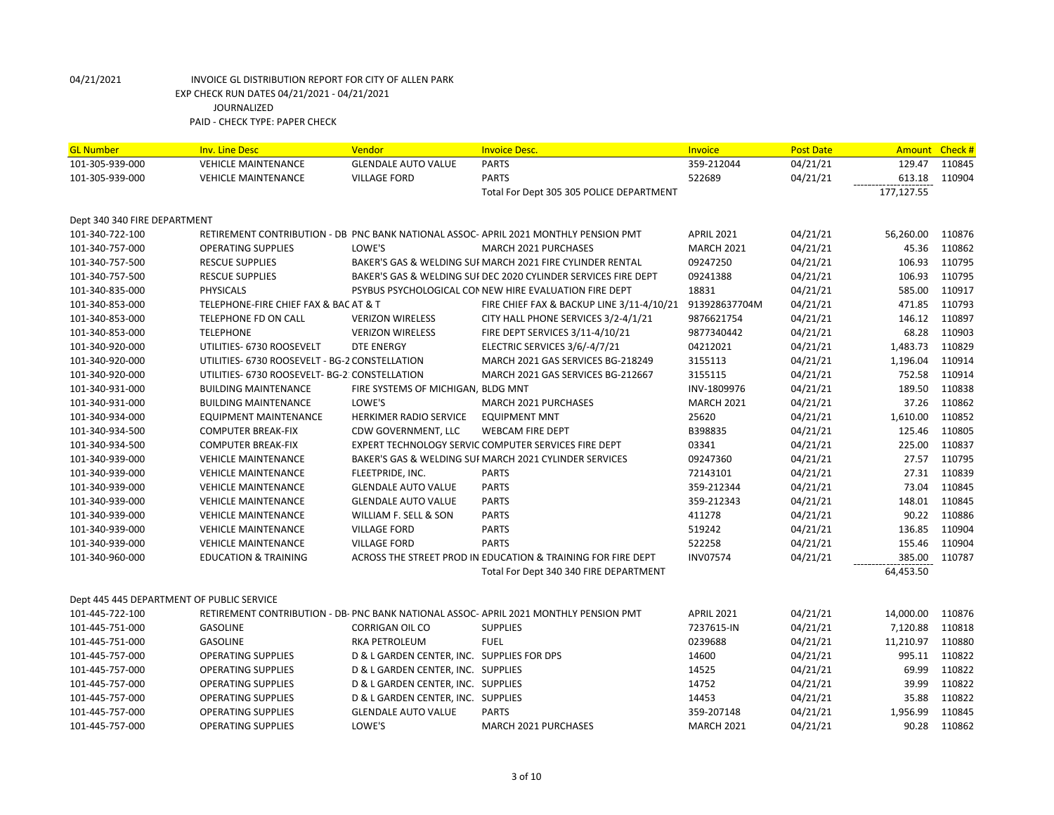04/21/2021 INVOICE GL DISTRIBUTION REPORT FOR CITY OF ALLEN PARK
EXP CHECK RUN DATES 04/21/2021 - 04/21/2021
JOURNALIZED
PAID - CHECK TYPE: PAPER CHECK

| GL Number | Inv. Line Desc | Vendor | Invoice Desc. | Invoice | Post Date | Amount | Check # |
|---|---|---|---|---|---|---|---|
| 101-305-939-000 | VEHICLE MAINTENANCE | GLENDALE AUTO VALUE | PARTS | 359-212044 | 04/21/21 | 129.47 | 110845 |
| 101-305-939-000 | VEHICLE MAINTENANCE | VILLAGE FORD | PARTS | 522689 | 04/21/21 | 613.18 | 110904 |
| | | | Total For Dept 305 305 POLICE DEPARTMENT | | | 177,127.55 | |
| Dept 340 340 FIRE DEPARTMENT | | | | | | | |
| 101-340-722-100 | RETIREMENT CONTRIBUTION - DB | PNC BANK NATIONAL ASSOC- | APRIL 2021 MONTHLY PENSION PMT | APRIL 2021 | 04/21/21 | 56,260.00 | 110876 |
| 101-340-757-000 | OPERATING SUPPLIES | LOWE'S | MARCH 2021 PURCHASES | MARCH 2021 | 04/21/21 | 45.36 | 110862 |
| 101-340-757-500 | RESCUE SUPPLIES | BAKER'S GAS & WELDING SUI | MARCH 2021 FIRE CYLINDER RENTAL | 09247250 | 04/21/21 | 106.93 | 110795 |
| 101-340-757-500 | RESCUE SUPPLIES | BAKER'S GAS & WELDING SUI | DEC 2020 CYLINDER SERVICES FIRE DEPT | 09241388 | 04/21/21 | 106.93 | 110795 |
| 101-340-835-000 | PHYSICALS | PSYBUS PSYCHOLOGICAL CON | NEW HIRE EVALUATION FIRE DEPT | 18831 | 04/21/21 | 585.00 | 110917 |
| 101-340-853-000 | TELEPHONE-FIRE CHIEF FAX & BAC | AT & T | FIRE CHIEF FAX & BACKUP LINE 3/11-4/10/21 | 913928637704M | 04/21/21 | 471.85 | 110793 |
| 101-340-853-000 | TELEPHONE FD ON CALL | VERIZON WIRELESS | CITY HALL PHONE SERVICES 3/2-4/1/21 | 9876621754 | 04/21/21 | 146.12 | 110897 |
| 101-340-853-000 | TELEPHONE | VERIZON WIRELESS | FIRE DEPT SERVICES 3/11-4/10/21 | 9877340442 | 04/21/21 | 68.28 | 110903 |
| 101-340-920-000 | UTILITIES- 6730 ROOSEVELT | DTE ENERGY | ELECTRIC SERVICES 3/6/-4/7/21 | 04212021 | 04/21/21 | 1,483.73 | 110829 |
| 101-340-920-000 | UTILITIES- 6730 ROOSEVELT - BG-2 | CONSTELLATION | MARCH 2021 GAS SERVICES BG-218249 | 3155113 | 04/21/21 | 1,196.04 | 110914 |
| 101-340-920-000 | UTILITIES- 6730 ROOSEVELT- BG-2 | CONSTELLATION | MARCH 2021 GAS SERVICES BG-212667 | 3155115 | 04/21/21 | 752.58 | 110914 |
| 101-340-931-000 | BUILDING MAINTENANCE | FIRE SYSTEMS OF MICHIGAN, | BLDG MNT | INV-1809976 | 04/21/21 | 189.50 | 110838 |
| 101-340-931-000 | BUILDING MAINTENANCE | LOWE'S | MARCH 2021 PURCHASES | MARCH 2021 | 04/21/21 | 37.26 | 110862 |
| 101-340-934-000 | EQUIPMENT MAINTENANCE | HERKIMER RADIO SERVICE | EQUIPMENT MNT | 25620 | 04/21/21 | 1,610.00 | 110852 |
| 101-340-934-500 | COMPUTER BREAK-FIX | CDW GOVERNMENT, LLC | WEBCAM FIRE DEPT | B398835 | 04/21/21 | 125.46 | 110805 |
| 101-340-934-500 | COMPUTER BREAK-FIX | EXPERT TECHNOLOGY SERVIC | COMPUTER SERVICES FIRE DEPT | 03341 | 04/21/21 | 225.00 | 110837 |
| 101-340-939-000 | VEHICLE MAINTENANCE | BAKER'S GAS & WELDING SUI | MARCH 2021 CYLINDER SERVICES | 09247360 | 04/21/21 | 27.57 | 110795 |
| 101-340-939-000 | VEHICLE MAINTENANCE | FLEETPRIDE, INC. | PARTS | 72143101 | 04/21/21 | 27.31 | 110839 |
| 101-340-939-000 | VEHICLE MAINTENANCE | GLENDALE AUTO VALUE | PARTS | 359-212344 | 04/21/21 | 73.04 | 110845 |
| 101-340-939-000 | VEHICLE MAINTENANCE | GLENDALE AUTO VALUE | PARTS | 359-212343 | 04/21/21 | 148.01 | 110845 |
| 101-340-939-000 | VEHICLE MAINTENANCE | WILLIAM F. SELL & SON | PARTS | 411278 | 04/21/21 | 90.22 | 110886 |
| 101-340-939-000 | VEHICLE MAINTENANCE | VILLAGE FORD | PARTS | 519242 | 04/21/21 | 136.85 | 110904 |
| 101-340-939-000 | VEHICLE MAINTENANCE | VILLAGE FORD | PARTS | 522258 | 04/21/21 | 155.46 | 110904 |
| 101-340-960-000 | EDUCATION & TRAINING | ACROSS THE STREET PROD IN | EDUCATION & TRAINING FOR FIRE DEPT | INV07574 | 04/21/21 | 385.00 | 110787 |
| | | | Total For Dept 340 340 FIRE DEPARTMENT | | | 64,453.50 | |
| Dept 445 445 DEPARTMENT OF PUBLIC SERVICE | | | | | | | |
| 101-445-722-100 | RETIREMENT CONTRIBUTION - DB- | PNC BANK NATIONAL ASSOC- | APRIL 2021 MONTHLY PENSION PMT | APRIL 2021 | 04/21/21 | 14,000.00 | 110876 |
| 101-445-751-000 | GASOLINE | CORRIGAN OIL CO | SUPPLIES | 7237615-IN | 04/21/21 | 7,120.88 | 110818 |
| 101-445-751-000 | GASOLINE | RKA PETROLEUM | FUEL | 0239688 | 04/21/21 | 11,210.97 | 110880 |
| 101-445-757-000 | OPERATING SUPPLIES | D & L GARDEN CENTER, INC. | SUPPLIES FOR DPS | 14600 | 04/21/21 | 995.11 | 110822 |
| 101-445-757-000 | OPERATING SUPPLIES | D & L GARDEN CENTER, INC. | SUPPLIES | 14525 | 04/21/21 | 69.99 | 110822 |
| 101-445-757-000 | OPERATING SUPPLIES | D & L GARDEN CENTER, INC. | SUPPLIES | 14752 | 04/21/21 | 39.99 | 110822 |
| 101-445-757-000 | OPERATING SUPPLIES | D & L GARDEN CENTER, INC. | SUPPLIES | 14453 | 04/21/21 | 35.88 | 110822 |
| 101-445-757-000 | OPERATING SUPPLIES | GLENDALE AUTO VALUE | PARTS | 359-207148 | 04/21/21 | 1,956.99 | 110845 |
| 101-445-757-000 | OPERATING SUPPLIES | LOWE'S | MARCH 2021 PURCHASES | MARCH 2021 | 04/21/21 | 90.28 | 110862 |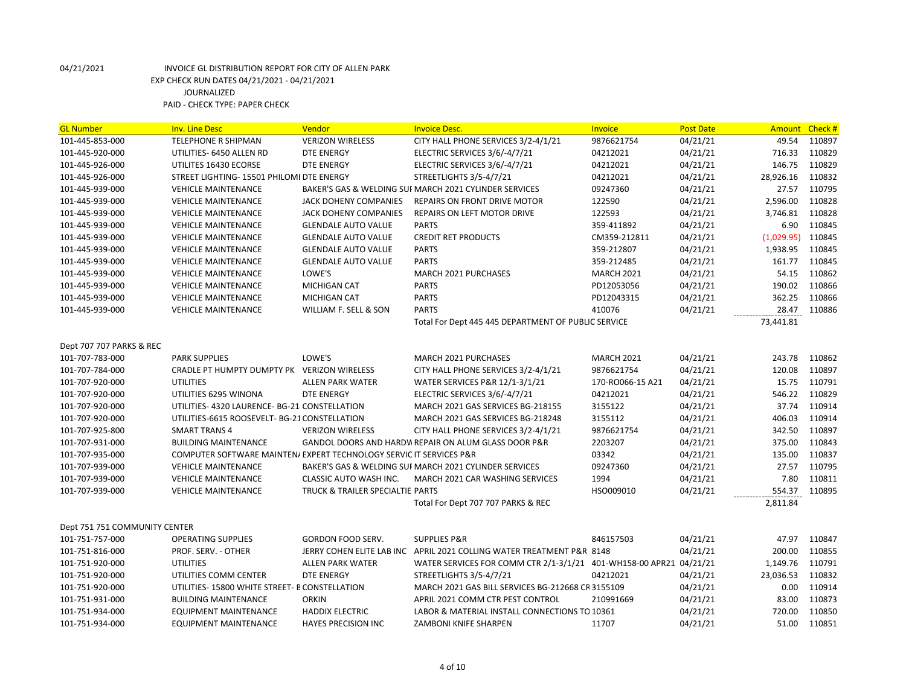04/21/2021 INVOICE GL DISTRIBUTION REPORT FOR CITY OF ALLEN PARK
EXP CHECK RUN DATES 04/21/2021 - 04/21/2021
JOURNALIZED
PAID - CHECK TYPE: PAPER CHECK

| GL Number | Inv. Line Desc | Vendor | Invoice Desc. | Invoice | Post Date | Amount | Check # |
|---|---|---|---|---|---|---|---|
| 101-445-853-000 | TELEPHONE R SHIPMAN | VERIZON WIRELESS | CITY HALL PHONE SERVICES 3/2-4/1/21 | 9876621754 | 04/21/21 | 49.54 | 110897 |
| 101-445-920-000 | UTILITIES- 6450 ALLEN RD | DTE ENERGY | ELECTRIC SERVICES 3/6/-4/7/21 | 04212021 | 04/21/21 | 716.33 | 110829 |
| 101-445-926-000 | UTILITES 16430 ECORSE | DTE ENERGY | ELECTRIC SERVICES 3/6/-4/7/21 | 04212021 | 04/21/21 | 146.75 | 110829 |
| 101-445-926-000 | STREET LIGHTING- 15501 PHILOMI | DTE ENERGY | STREETLIGHTS 3/5-4/7/21 | 04212021 | 04/21/21 | 28,926.16 | 110832 |
| 101-445-939-000 | VEHICLE MAINTENANCE | BAKER'S GAS & WELDING SUI | MARCH 2021 CYLINDER SERVICES | 09247360 | 04/21/21 | 27.57 | 110795 |
| 101-445-939-000 | VEHICLE MAINTENANCE | JACK DOHENY COMPANIES | REPAIRS ON FRONT DRIVE MOTOR | 122590 | 04/21/21 | 2,596.00 | 110828 |
| 101-445-939-000 | VEHICLE MAINTENANCE | JACK DOHENY COMPANIES | REPAIRS ON LEFT MOTOR DRIVE | 122593 | 04/21/21 | 3,746.81 | 110828 |
| 101-445-939-000 | VEHICLE MAINTENANCE | GLENDALE AUTO VALUE | PARTS | 359-411892 | 04/21/21 | 6.90 | 110845 |
| 101-445-939-000 | VEHICLE MAINTENANCE | GLENDALE AUTO VALUE | CREDIT RET PRODUCTS | CM359-212811 | 04/21/21 | (1,029.95) | 110845 |
| 101-445-939-000 | VEHICLE MAINTENANCE | GLENDALE AUTO VALUE | PARTS | 359-212807 | 04/21/21 | 1,938.95 | 110845 |
| 101-445-939-000 | VEHICLE MAINTENANCE | GLENDALE AUTO VALUE | PARTS | 359-212485 | 04/21/21 | 161.77 | 110845 |
| 101-445-939-000 | VEHICLE MAINTENANCE | LOWE'S | MARCH 2021 PURCHASES | MARCH 2021 | 04/21/21 | 54.15 | 110862 |
| 101-445-939-000 | VEHICLE MAINTENANCE | MICHIGAN CAT | PARTS | PD12053056 | 04/21/21 | 190.02 | 110866 |
| 101-445-939-000 | VEHICLE MAINTENANCE | MICHIGAN CAT | PARTS | PD12043315 | 04/21/21 | 362.25 | 110866 |
| 101-445-939-000 | VEHICLE MAINTENANCE | WILLIAM F. SELL & SON | PARTS | 410076 | 04/21/21 | 28.47 | 110886 |
| | | | Total For Dept 445 445 DEPARTMENT OF PUBLIC SERVICE | | | 73,441.81 | |
| Dept 707 707 PARKS & REC | | | | | | | |
| 101-707-783-000 | PARK SUPPLIES | LOWE'S | MARCH 2021 PURCHASES | MARCH 2021 | 04/21/21 | 243.78 | 110862 |
| 101-707-784-000 | CRADLE PT HUMPTY DUMPTY PK | VERIZON WIRELESS | CITY HALL PHONE SERVICES 3/2-4/1/21 | 9876621754 | 04/21/21 | 120.08 | 110897 |
| 101-707-920-000 | UTILITIES | ALLEN PARK WATER | WATER SERVICES P&R 12/1-3/1/21 | 170-RO066-15 A21 | 04/21/21 | 15.75 | 110791 |
| 101-707-920-000 | UTILITIES 6295 WINONA | DTE ENERGY | ELECTRIC SERVICES 3/6/-4/7/21 | 04212021 | 04/21/21 | 546.22 | 110829 |
| 101-707-920-000 | UTILITIES- 4320 LAURENCE- BG-21 | CONSTELLATION | MARCH 2021 GAS SERVICES BG-218155 | 3155122 | 04/21/21 | 37.74 | 110914 |
| 101-707-920-000 | UTILITIES-6615 ROOSEVELT- BG-21 | CONSTELLATION | MARCH 2021 GAS SERVICES BG-218248 | 3155112 | 04/21/21 | 406.03 | 110914 |
| 101-707-925-800 | SMART TRANS 4 | VERIZON WIRELESS | CITY HALL PHONE SERVICES 3/2-4/1/21 | 9876621754 | 04/21/21 | 342.50 | 110897 |
| 101-707-931-000 | BUILDING MAINTENANCE | GANDOL DOORS AND HARDW | REPAIR ON ALUM GLASS DOOR P&R | 2203207 | 04/21/21 | 375.00 | 110843 |
| 101-707-935-000 | COMPUTER SOFTWARE MAINTEN/ | EXPERT TECHNOLOGY SERVIC | IT SERVICES P&R | 03342 | 04/21/21 | 135.00 | 110837 |
| 101-707-939-000 | VEHICLE MAINTENANCE | BAKER'S GAS & WELDING SUI | MARCH 2021 CYLINDER SERVICES | 09247360 | 04/21/21 | 27.57 | 110795 |
| 101-707-939-000 | VEHICLE MAINTENANCE | CLASSIC AUTO WASH INC. | MARCH 2021 CAR WASHING SERVICES | 1994 | 04/21/21 | 7.80 | 110811 |
| 101-707-939-000 | VEHICLE MAINTENANCE | TRUCK & TRAILER SPECIALTIE | PARTS | HSO009010 | 04/21/21 | 554.37 | 110895 |
| | | | Total For Dept 707 707 PARKS & REC | | | 2,811.84 | |
| Dept 751 751 COMMUNITY CENTER | | | | | | | |
| 101-751-757-000 | OPERATING SUPPLIES | GORDON FOOD SERV. | SUPPLIES P&R | 846157503 | 04/21/21 | 47.97 | 110847 |
| 101-751-816-000 | PROF. SERV. - OTHER | JERRY COHEN ELITE LAB INC | APRIL 2021 COLLING WATER TREATMENT P&R | 8148 | 04/21/21 | 200.00 | 110855 |
| 101-751-920-000 | UTILITIES | ALLEN PARK WATER | WATER SERVICES FOR COMM CTR 2/1-3/1/21 | 401-WH158-00 APR21 | 04/21/21 | 1,149.76 | 110791 |
| 101-751-920-000 | UTILITIES COMM CENTER | DTE ENERGY | STREETLIGHTS 3/5-4/7/21 | 04212021 | 04/21/21 | 23,036.53 | 110832 |
| 101-751-920-000 | UTILITIES- 15800 WHITE STREET- B | CONSTELLATION | MARCH 2021 GAS BILL SERVICES BG-212668 CR | 3155109 | 04/21/21 | 0.00 | 110914 |
| 101-751-931-000 | BUILDING MAINTENANCE | ORKIN | APRIL 2021 COMM CTR PEST CONTROL | 210991669 | 04/21/21 | 83.00 | 110873 |
| 101-751-934-000 | EQUIPMENT MAINTENANCE | HADDIX ELECTRIC | LABOR & MATERIAL INSTALL CONNECTIONS TO | 10361 | 04/21/21 | 720.00 | 110850 |
| 101-751-934-000 | EQUIPMENT MAINTENANCE | HAYES PRECISION INC | ZAMBONI KNIFE SHARPEN | 11707 | 04/21/21 | 51.00 | 110851 |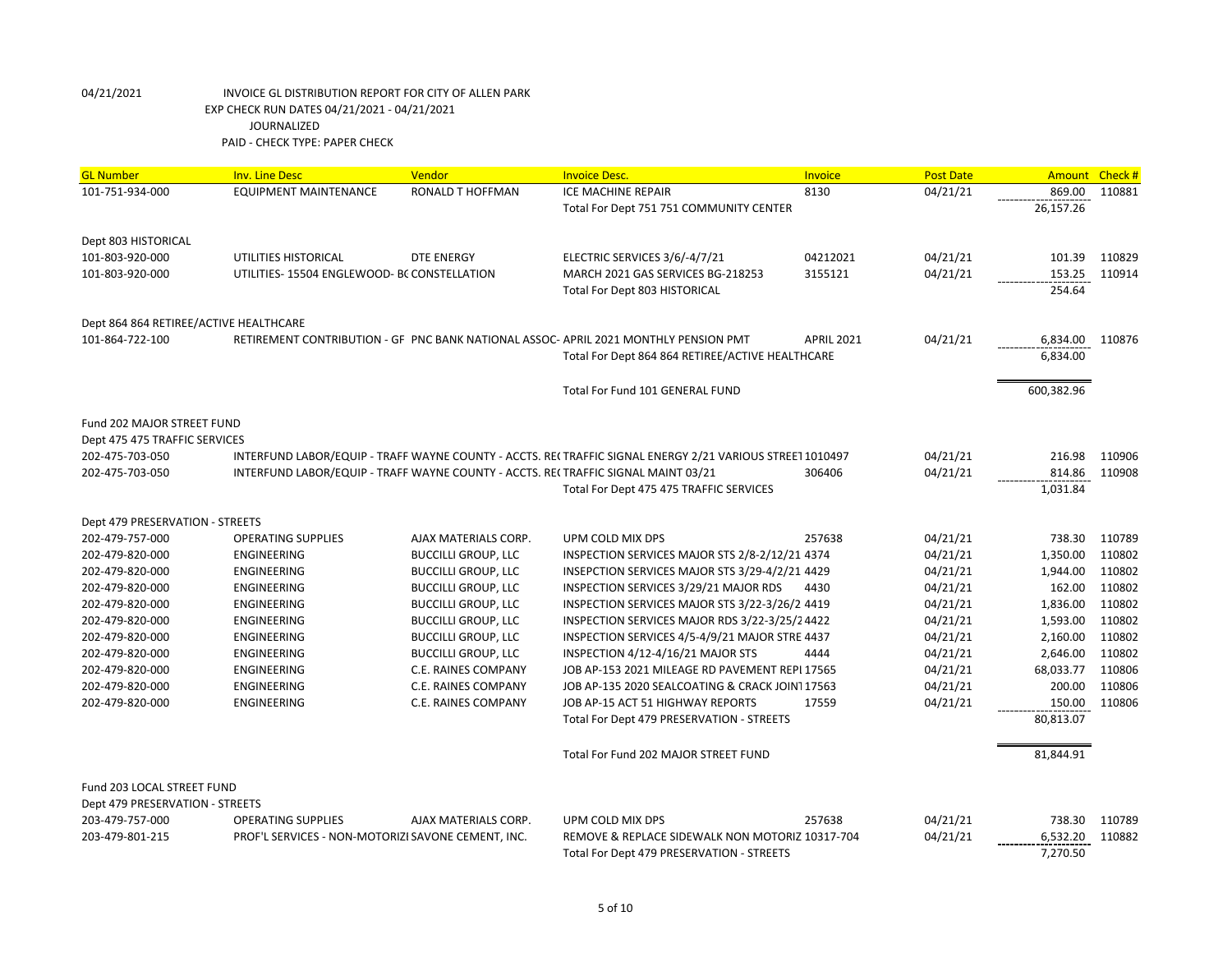04/21/2021 INVOICE GL DISTRIBUTION REPORT FOR CITY OF ALLEN PARK
EXP CHECK RUN DATES 04/21/2021 - 04/21/2021
JOURNALIZED
PAID - CHECK TYPE: PAPER CHECK

| GL Number | Inv. Line Desc | Vendor | Invoice Desc. | Invoice | Post Date | Amount | Check # |
|---|---|---|---|---|---|---|---|
| 101-751-934-000 | EQUIPMENT MAINTENANCE | RONALD T HOFFMAN | ICE MACHINE REPAIR | 8130 | 04/21/21 | 869.00 | 110881 |
| | | | Total For Dept 751 751 COMMUNITY CENTER | | | 26,157.26 | |
| Dept 803 HISTORICAL | | | | | | | |
| 101-803-920-000 | UTILITIES HISTORICAL | DTE ENERGY | ELECTRIC SERVICES 3/6/-4/7/21 | 04212021 | 04/21/21 | 101.39 | 110829 |
| 101-803-920-000 | UTILITIES- 15504 ENGLEWOOD- BC CONSTELLATION | | MARCH 2021 GAS SERVICES BG-218253 | 3155121 | 04/21/21 | 153.25 | 110914 |
| | | | Total For Dept 803 HISTORICAL | | | 254.64 | |
| Dept 864 864 RETIREE/ACTIVE HEALTHCARE | | | | | | | |
| 101-864-722-100 | RETIREMENT CONTRIBUTION - GF | PNC BANK NATIONAL ASSOC- | APRIL 2021 MONTHLY PENSION PMT | APRIL 2021 | 04/21/21 | 6,834.00 | 110876 |
| | | | Total For Dept 864 864 RETIREE/ACTIVE HEALTHCARE | | | 6,834.00 | |
| | | | Total For Fund 101 GENERAL FUND | | | 600,382.96 | |
| Fund 202 MAJOR STREET FUND | | | | | | | |
| Dept 475 475 TRAFFIC SERVICES | | | | | | | |
| 202-475-703-050 | INTERFUND LABOR/EQUIP - TRAFF | WAYNE COUNTY - ACCTS. RE( | TRAFFIC SIGNAL ENERGY 2/21 VARIOUS STREET | 1010497 | 04/21/21 | 216.98 | 110906 |
| 202-475-703-050 | INTERFUND LABOR/EQUIP - TRAFF | WAYNE COUNTY - ACCTS. RE( | TRAFFIC SIGNAL MAINT 03/21 | 306406 | 04/21/21 | 814.86 | 110908 |
| | | | Total For Dept 475 475 TRAFFIC SERVICES | | | 1,031.84 | |
| Dept 479 PRESERVATION - STREETS | | | | | | | |
| 202-479-757-000 | OPERATING SUPPLIES | AJAX MATERIALS CORP. | UPM COLD MIX DPS | 257638 | 04/21/21 | 738.30 | 110789 |
| 202-479-820-000 | ENGINEERING | BUCCILLI GROUP, LLC | INSPECTION SERVICES MAJOR STS 2/8-2/12/21 | 4374 | 04/21/21 | 1,350.00 | 110802 |
| 202-479-820-000 | ENGINEERING | BUCCILLI GROUP, LLC | INSEPCTION SERVICES MAJOR STS 3/29-4/2/21 | 4429 | 04/21/21 | 1,944.00 | 110802 |
| 202-479-820-000 | ENGINEERING | BUCCILLI GROUP, LLC | INSPECTION SERVICES 3/29/21 MAJOR RDS | 4430 | 04/21/21 | 162.00 | 110802 |
| 202-479-820-000 | ENGINEERING | BUCCILLI GROUP, LLC | INSPECTION SERVICES MAJOR STS 3/22-3/26/2 | 4419 | 04/21/21 | 1,836.00 | 110802 |
| 202-479-820-000 | ENGINEERING | BUCCILLI GROUP, LLC | INSPECTION SERVICES MAJOR RDS 3/22-3/25/2 | 4422 | 04/21/21 | 1,593.00 | 110802 |
| 202-479-820-000 | ENGINEERING | BUCCILLI GROUP, LLC | INSPECTION SERVICES 4/5-4/9/21 MAJOR STRE | 4437 | 04/21/21 | 2,160.00 | 110802 |
| 202-479-820-000 | ENGINEERING | BUCCILLI GROUP, LLC | INSPECTION 4/12-4/16/21 MAJOR STS | 4444 | 04/21/21 | 2,646.00 | 110802 |
| 202-479-820-000 | ENGINEERING | C.E. RAINES COMPANY | JOB AP-153 2021 MILEAGE RD PAVEMENT REPI | 17565 | 04/21/21 | 68,033.77 | 110806 |
| 202-479-820-000 | ENGINEERING | C.E. RAINES COMPANY | JOB AP-135 2020 SEALCOATING & CRACK JOINT | 17563 | 04/21/21 | 200.00 | 110806 |
| 202-479-820-000 | ENGINEERING | C.E. RAINES COMPANY | JOB AP-15 ACT 51 HIGHWAY REPORTS | 17559 | 04/21/21 | 150.00 | 110806 |
| | | | Total For Dept 479 PRESERVATION - STREETS | | | 80,813.07 | |
| | | | Total For Fund 202 MAJOR STREET FUND | | | 81,844.91 | |
| Fund 203 LOCAL STREET FUND | | | | | | | |
| Dept 479 PRESERVATION - STREETS | | | | | | | |
| 203-479-757-000 | OPERATING SUPPLIES | AJAX MATERIALS CORP. | UPM COLD MIX DPS | 257638 | 04/21/21 | 738.30 | 110789 |
| 203-479-801-215 | PROF'L SERVICES - NON-MOTORIZI | SAVONE CEMENT, INC. | REMOVE & REPLACE SIDEWALK NON MOTORIZ | 10317-704 | 04/21/21 | 6,532.20 | 110882 |
| | | | Total For Dept 479 PRESERVATION - STREETS | | | 7,270.50 | |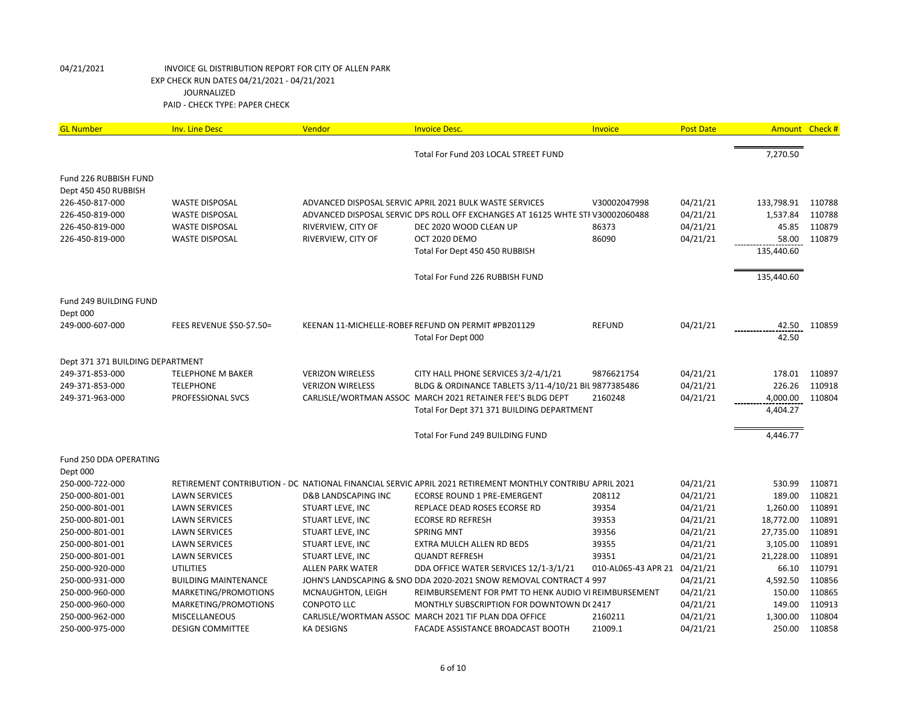04/21/2021 INVOICE GL DISTRIBUTION REPORT FOR CITY OF ALLEN PARK
EXP CHECK RUN DATES 04/21/2021 - 04/21/2021
JOURNALIZED
PAID - CHECK TYPE: PAPER CHECK

| GL Number | Inv. Line Desc | Vendor | Invoice Desc. | Invoice | Post Date | Amount | Check # |
|---|---|---|---|---|---|---|---|
| | | | Total For Fund 203 LOCAL STREET FUND | | | 7,270.50 | |
| Fund 226 RUBBISH FUND | | | | | | | |
| Dept 450 450 RUBBISH | | | | | | | |
| 226-450-817-000 | WASTE DISPOSAL | ADVANCED DISPOSAL SERVIC | APRIL 2021 BULK WASTE SERVICES | V30002047998 | 04/21/21 | 133,798.91 | 110788 |
| 226-450-819-000 | WASTE DISPOSAL | ADVANCED DISPOSAL SERVIC | DPS ROLL OFF EXCHANGES AT 16125 WHTE STI | V30002060488 | 04/21/21 | 1,537.84 | 110788 |
| 226-450-819-000 | WASTE DISPOSAL | RIVERVIEW, CITY OF | DEC 2020 WOOD CLEAN UP | 86373 | 04/21/21 | 45.85 | 110879 |
| 226-450-819-000 | WASTE DISPOSAL | RIVERVIEW, CITY OF | OCT 2020 DEMO | 86090 | 04/21/21 | 58.00 | 110879 |
| | | | Total For Dept 450 450 RUBBISH | | | 135,440.60 | |
| | | | Total For Fund 226 RUBBISH FUND | | | 135,440.60 | |
| Fund 249 BUILDING FUND | | | | | | | |
| Dept 000 | | | | | | | |
| 249-000-607-000 | FEES REVENUE $50-$7.50= | KEENAN 11-MICHELLE-ROBEF | REFUND ON PERMIT #PB201129 | REFUND | 04/21/21 | 42.50 | 110859 |
| | | | Total For Dept 000 | | | 42.50 | |
| Dept 371 371 BUILDING DEPARTMENT | | | | | | | |
| 249-371-853-000 | TELEPHONE M BAKER | VERIZON WIRELESS | CITY HALL PHONE SERVICES 3/2-4/1/21 | 9876621754 | 04/21/21 | 178.01 | 110897 |
| 249-371-853-000 | TELEPHONE | VERIZON WIRELESS | BLDG & ORDINANCE TABLETS 3/11-4/10/21 BIL | 9877385486 | 04/21/21 | 226.26 | 110918 |
| 249-371-963-000 | PROFESSIONAL SVCS | CARLISLE/WORTMAN ASSOC | MARCH 2021 RETAINER FEE'S BLDG DEPT | 2160248 | 04/21/21 | 4,000.00 | 110804 |
| | | | Total For Dept 371 371 BUILDING DEPARTMENT | | | 4,404.27 | |
| | | | Total For Fund 249 BUILDING FUND | | | 4,446.77 | |
| Fund 250 DDA OPERATING | | | | | | | |
| Dept 000 | | | | | | | |
| 250-000-722-000 | RETIREMENT CONTRIBUTION - DC | NATIONAL FINANCIAL SERVIC | APRIL 2021 RETIREMENT MONTHLY CONTRIBU | APRIL 2021 | 04/21/21 | 530.99 | 110871 |
| 250-000-801-001 | LAWN SERVICES | D&B LANDSCAPING INC | ECORSE ROUND 1 PRE-EMERGENT | 208112 | 04/21/21 | 189.00 | 110821 |
| 250-000-801-001 | LAWN SERVICES | STUART LEVE, INC | REPLACE DEAD ROSES ECORSE RD | 39354 | 04/21/21 | 1,260.00 | 110891 |
| 250-000-801-001 | LAWN SERVICES | STUART LEVE, INC | ECORSE RD REFRESH | 39353 | 04/21/21 | 18,772.00 | 110891 |
| 250-000-801-001 | LAWN SERVICES | STUART LEVE, INC | SPRING MNT | 39356 | 04/21/21 | 27,735.00 | 110891 |
| 250-000-801-001 | LAWN SERVICES | STUART LEVE, INC | EXTRA MULCH ALLEN RD BEDS | 39355 | 04/21/21 | 3,105.00 | 110891 |
| 250-000-801-001 | LAWN SERVICES | STUART LEVE, INC | QUANDT REFRESH | 39351 | 04/21/21 | 21,228.00 | 110891 |
| 250-000-920-000 | UTILITIES | ALLEN PARK WATER | DDA OFFICE WATER SERVICES 12/1-3/1/21 | 010-AL065-43 APR 21 | 04/21/21 | 66.10 | 110791 |
| 250-000-931-000 | BUILDING MAINTENANCE | JOHN'S LANDSCAPING & SNO | DDA 2020-2021 SNOW REMOVAL CONTRACT 4 | 997 | 04/21/21 | 4,592.50 | 110856 |
| 250-000-960-000 | MARKETING/PROMOTIONS | MCNAUGHTON, LEIGH | REIMBURSEMENT FOR PMT TO HENK AUDIO VI | REIMBURSEMENT | 04/21/21 | 150.00 | 110865 |
| 250-000-960-000 | MARKETING/PROMOTIONS | CONPOTO LLC | MONTHLY SUBSCRIPTION FOR DOWNTOWN D( | 2417 | 04/21/21 | 149.00 | 110913 |
| 250-000-962-000 | MISCELLANEOUS | CARLISLE/WORTMAN ASSOC | MARCH 2021 TIF PLAN DDA OFFICE | 2160211 | 04/21/21 | 1,300.00 | 110804 |
| 250-000-975-000 | DESIGN COMMITTEE | KA DESIGNS | FACADE ASSISTANCE BROADCAST BOOTH | 21009.1 | 04/21/21 | 250.00 | 110858 |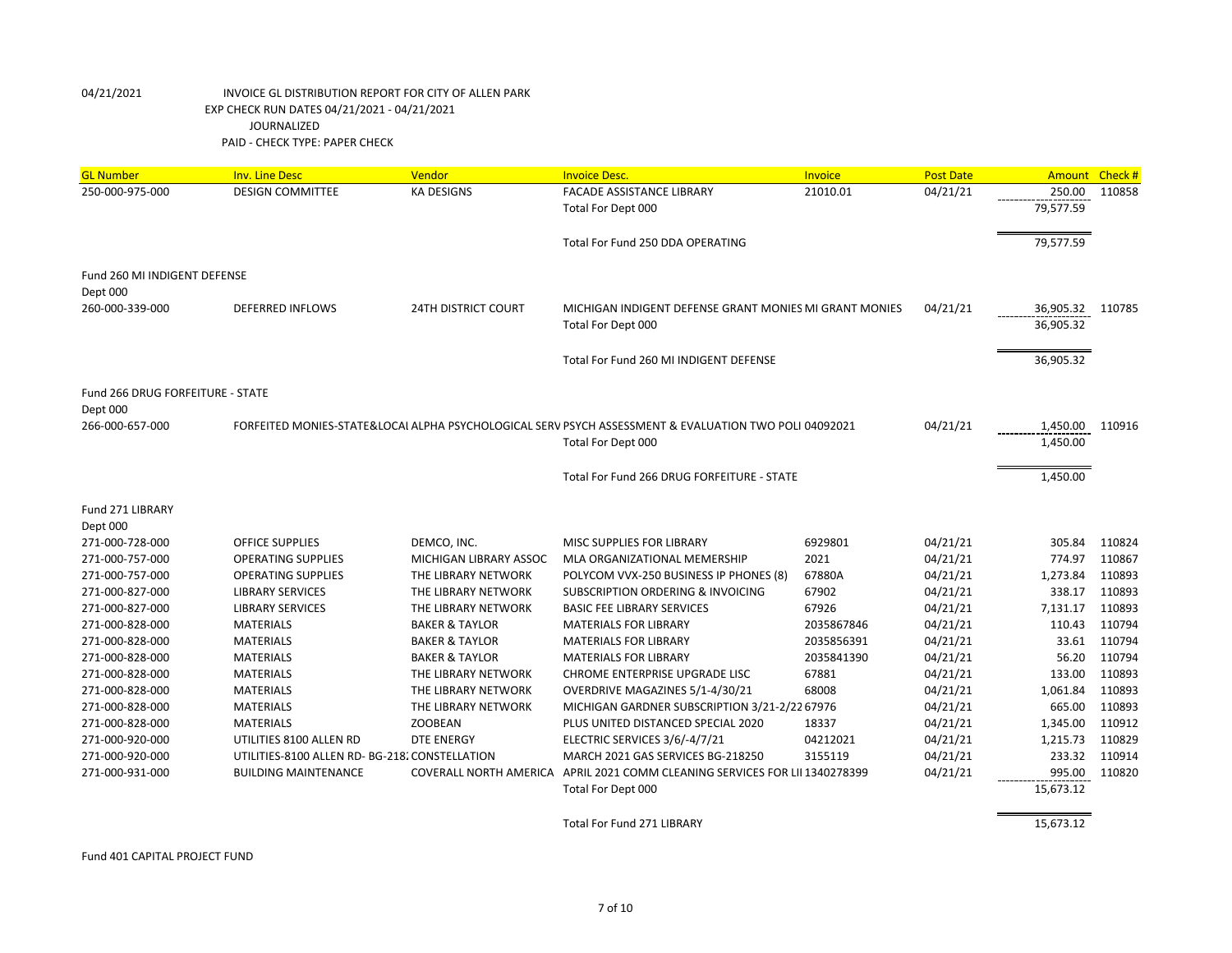04/21/2021 INVOICE GL DISTRIBUTION REPORT FOR CITY OF ALLEN PARK
EXP CHECK RUN DATES 04/21/2021 - 04/21/2021
JOURNALIZED
PAID - CHECK TYPE: PAPER CHECK

| GL Number | Inv. Line Desc | Vendor | Invoice Desc. | Invoice | Post Date | Amount | Check # |
|---|---|---|---|---|---|---|---|
| 250-000-975-000 | DESIGN COMMITTEE | KA DESIGNS | FACADE ASSISTANCE LIBRARY | 21010.01 | 04/21/21 | 250.00 | 110858 |
| | | | Total For Dept 000 | | | 79,577.59 | |
| | | | Total For Fund 250 DDA OPERATING | | | 79,577.59 | |
| Fund 260 MI INDIGENT DEFENSE | | | | | | | |
| Dept 000 | | | | | | | |
| 260-000-339-000 | DEFERRED INFLOWS | 24TH DISTRICT COURT | MICHIGAN INDIGENT DEFENSE GRANT MONIES | MI GRANT MONIES | 04/21/21 | 36,905.32 | 110785 |
| | | | Total For Dept 000 | | | 36,905.32 | |
| | | | Total For Fund 260 MI INDIGENT DEFENSE | | | 36,905.32 | |
| Fund 266 DRUG FORFEITURE - STATE | | | | | | | |
| Dept 000 | | | | | | | |
| 266-000-657-000 | FORFEITED MONIES-STATE&LOCAL | ALPHA PSYCHOLOGICAL SERV | PSYCH ASSESSMENT & EVALUATION TWO POLI | 04092021 | 04/21/21 | 1,450.00 | 110916 |
| | | | Total For Dept 000 | | | 1,450.00 | |
| | | | Total For Fund 266 DRUG FORFEITURE - STATE | | | 1,450.00 | |
| Fund 271 LIBRARY | | | | | | | |
| Dept 000 | | | | | | | |
| 271-000-728-000 | OFFICE SUPPLIES | DEMCO, INC. | MISC SUPPLIES FOR LIBRARY | 6929801 | 04/21/21 | 305.84 | 110824 |
| 271-000-757-000 | OPERATING SUPPLIES | MICHIGAN LIBRARY ASSOC | MLA ORGANIZATIONAL MEMERSHIP | 2021 | 04/21/21 | 774.97 | 110867 |
| 271-000-757-000 | OPERATING SUPPLIES | THE LIBRARY NETWORK | POLYCOM VVX-250 BUSINESS IP PHONES (8) | 67880A | 04/21/21 | 1,273.84 | 110893 |
| 271-000-827-000 | LIBRARY SERVICES | THE LIBRARY NETWORK | SUBSCRIPTION ORDERING & INVOICING | 67902 | 04/21/21 | 338.17 | 110893 |
| 271-000-827-000 | LIBRARY SERVICES | THE LIBRARY NETWORK | BASIC FEE LIBRARY SERVICES | 67926 | 04/21/21 | 7,131.17 | 110893 |
| 271-000-828-000 | MATERIALS | BAKER & TAYLOR | MATERIALS FOR LIBRARY | 2035867846 | 04/21/21 | 110.43 | 110794 |
| 271-000-828-000 | MATERIALS | BAKER & TAYLOR | MATERIALS FOR LIBRARY | 2035856391 | 04/21/21 | 33.61 | 110794 |
| 271-000-828-000 | MATERIALS | BAKER & TAYLOR | MATERIALS FOR LIBRARY | 2035841390 | 04/21/21 | 56.20 | 110794 |
| 271-000-828-000 | MATERIALS | THE LIBRARY NETWORK | CHROME ENTERPRISE UPGRADE LISC | 67881 | 04/21/21 | 133.00 | 110893 |
| 271-000-828-000 | MATERIALS | THE LIBRARY NETWORK | OVERDRIVE MAGAZINES 5/1-4/30/21 | 68008 | 04/21/21 | 1,061.84 | 110893 |
| 271-000-828-000 | MATERIALS | THE LIBRARY NETWORK | MICHIGAN GARDNER SUBSCRIPTION 3/21-2/22 | 67976 | 04/21/21 | 665.00 | 110893 |
| 271-000-828-000 | MATERIALS | ZOOBEAN | PLUS UNITED DISTANCED SPECIAL 2020 | 18337 | 04/21/21 | 1,345.00 | 110912 |
| 271-000-920-000 | UTILITIES 8100 ALLEN RD | DTE ENERGY | ELECTRIC SERVICES 3/6/-4/7/21 | 04212021 | 04/21/21 | 1,215.73 | 110829 |
| 271-000-920-000 | UTILITIES-8100 ALLEN RD- BG-218 | CONSTELLATION | MARCH 2021 GAS SERVICES BG-218250 | 3155119 | 04/21/21 | 233.32 | 110914 |
| 271-000-931-000 | BUILDING MAINTENANCE | COVERALL NORTH AMERICA | APRIL 2021 COMM CLEANING SERVICES FOR LII | 1340278399 | 04/21/21 | 995.00 | 110820 |
| | | | Total For Dept 000 | | | 15,673.12 | |
| | | | Total For Fund 271 LIBRARY | | | 15,673.12 | |

Fund 401 CAPITAL PROJECT FUND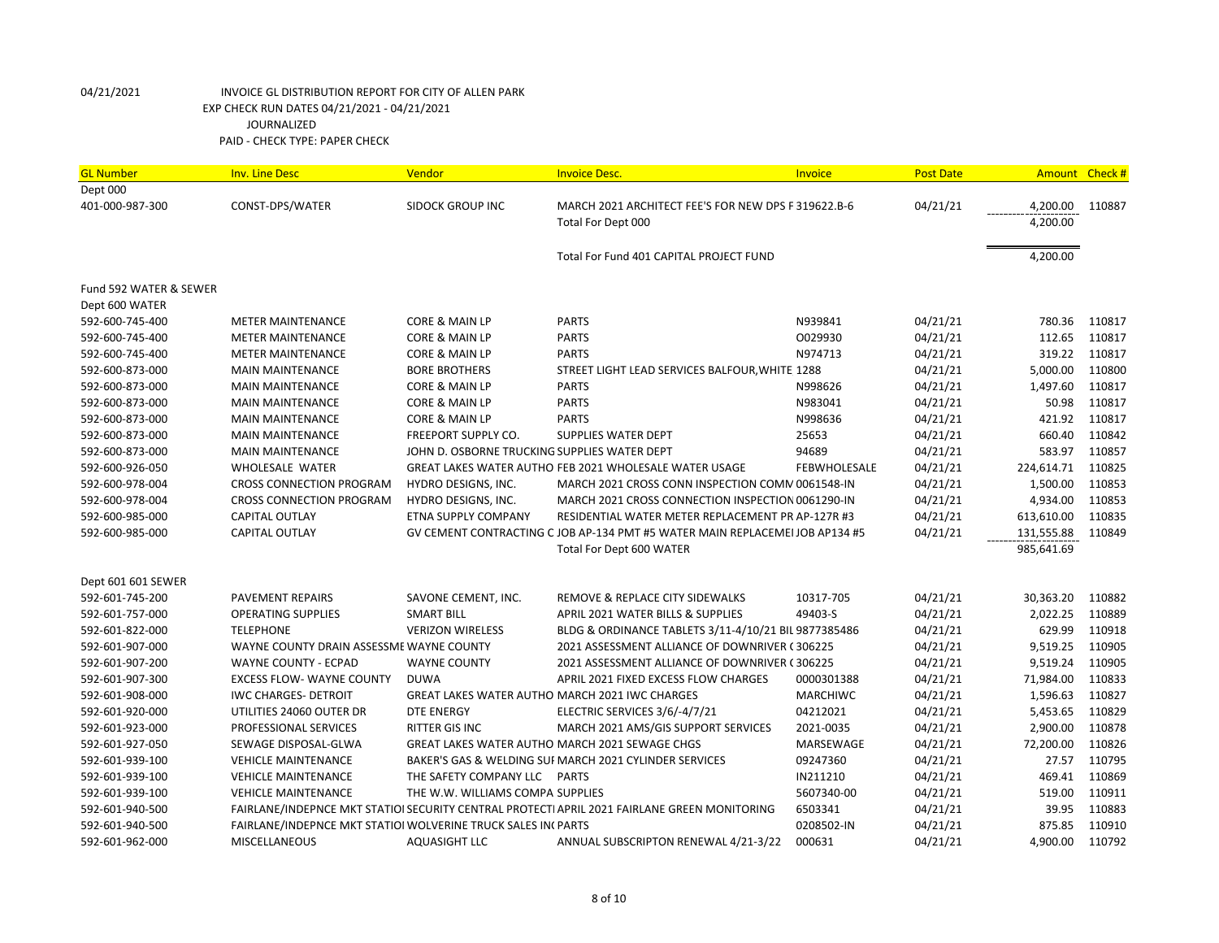04/21/2021 INVOICE GL DISTRIBUTION REPORT FOR CITY OF ALLEN PARK
EXP CHECK RUN DATES 04/21/2021 - 04/21/2021
JOURNALIZED
PAID - CHECK TYPE: PAPER CHECK

| GL Number | Inv. Line Desc | Vendor | Invoice Desc. | Invoice | Post Date | Amount | Check # |
|---|---|---|---|---|---|---|---|
| Dept 000 | | | | | | | |
| 401-000-987-300 | CONST-DPS/WATER | SIDOCK GROUP INC | MARCH 2021 ARCHITECT FEE'S FOR NEW DPS F | 319622.B-6 | 04/21/21 | 4,200.00 | 110887 |
| | | | Total For Dept 000 | | | 4,200.00 | |
| | | | Total For Fund 401 CAPITAL PROJECT FUND | | | 4,200.00 | |
| Fund 592 WATER & SEWER | | | | | | | |
| Dept 600 WATER | | | | | | | |
| 592-600-745-400 | METER MAINTENANCE | CORE & MAIN LP | PARTS | N939841 | 04/21/21 | 780.36 | 110817 |
| 592-600-745-400 | METER MAINTENANCE | CORE & MAIN LP | PARTS | O029930 | 04/21/21 | 112.65 | 110817 |
| 592-600-745-400 | METER MAINTENANCE | CORE & MAIN LP | PARTS | N974713 | 04/21/21 | 319.22 | 110817 |
| 592-600-873-000 | MAIN MAINTENANCE | BORE BROTHERS | STREET LIGHT LEAD SERVICES BALFOUR,WHITE | 1288 | 04/21/21 | 5,000.00 | 110800 |
| 592-600-873-000 | MAIN MAINTENANCE | CORE & MAIN LP | PARTS | N998626 | 04/21/21 | 1,497.60 | 110817 |
| 592-600-873-000 | MAIN MAINTENANCE | CORE & MAIN LP | PARTS | N983041 | 04/21/21 | 50.98 | 110817 |
| 592-600-873-000 | MAIN MAINTENANCE | CORE & MAIN LP | PARTS | N998636 | 04/21/21 | 421.92 | 110817 |
| 592-600-873-000 | MAIN MAINTENANCE | FREEPORT SUPPLY CO. | SUPPLIES WATER DEPT | 25653 | 04/21/21 | 660.40 | 110842 |
| 592-600-873-000 | MAIN MAINTENANCE | JOHN D. OSBORNE TRUCKING | SUPPLIES WATER DEPT | 94689 | 04/21/21 | 583.97 | 110857 |
| 592-600-926-050 | WHOLESALE WATER | GREAT LAKES WATER AUTHO | FEB 2021 WHOLESALE WATER USAGE | FEBWHOLESALE | 04/21/21 | 224,614.71 | 110825 |
| 592-600-978-004 | CROSS CONNECTION PROGRAM | HYDRO DESIGNS, INC. | MARCH 2021 CROSS CONN INSPECTION COMM | 0061548-IN | 04/21/21 | 1,500.00 | 110853 |
| 592-600-978-004 | CROSS CONNECTION PROGRAM | HYDRO DESIGNS, INC. | MARCH 2021 CROSS CONNECTION INSPECTION | 0061290-IN | 04/21/21 | 4,934.00 | 110853 |
| 592-600-985-000 | CAPITAL OUTLAY | ETNA SUPPLY COMPANY | RESIDENTIAL WATER METER REPLACEMENT PR | AP-127R #3 | 04/21/21 | 613,610.00 | 110835 |
| 592-600-985-000 | CAPITAL OUTLAY | GV CEMENT CONTRACTING C | JOB AP-134 PMT #5 WATER MAIN REPLACEMEI | JOB AP134 #5 | 04/21/21 | 131,555.88 | 110849 |
| | | | Total For Dept 600 WATER | | | 985,641.69 | |
| Dept 601 601 SEWER | | | | | | | |
| 592-601-745-200 | PAVEMENT REPAIRS | SAVONE CEMENT, INC. | REMOVE & REPLACE CITY SIDEWALKS | 10317-705 | 04/21/21 | 30,363.20 | 110882 |
| 592-601-757-000 | OPERATING SUPPLIES | SMART BILL | APRIL 2021 WATER BILLS & SUPPLIES | 49403-S | 04/21/21 | 2,022.25 | 110889 |
| 592-601-822-000 | TELEPHONE | VERIZON WIRELESS | BLDG & ORDINANCE TABLETS 3/11-4/10/21 BIL | 9877385486 | 04/21/21 | 629.99 | 110918 |
| 592-601-907-000 | WAYNE COUNTY DRAIN ASSESSME | WAYNE COUNTY | 2021 ASSESSMENT ALLIANCE OF DOWNRIVER ( | 306225 | 04/21/21 | 9,519.25 | 110905 |
| 592-601-907-200 | WAYNE COUNTY - ECPAD | WAYNE COUNTY | 2021 ASSESSMENT ALLIANCE OF DOWNRIVER ( | 306225 | 04/21/21 | 9,519.24 | 110905 |
| 592-601-907-300 | EXCESS FLOW- WAYNE COUNTY | DUWA | APRIL 2021 FIXED EXCESS FLOW CHARGES | 0000301388 | 04/21/21 | 71,984.00 | 110833 |
| 592-601-908-000 | IWC CHARGES- DETROIT | GREAT LAKES WATER AUTHO | MARCH 2021 IWC CHARGES | MARCHIWC | 04/21/21 | 1,596.63 | 110827 |
| 592-601-920-000 | UTILITIES 24060 OUTER DR | DTE ENERGY | ELECTRIC SERVICES 3/6/-4/7/21 | 04212021 | 04/21/21 | 5,453.65 | 110829 |
| 592-601-923-000 | PROFESSIONAL SERVICES | RITTER GIS INC | MARCH 2021 AMS/GIS SUPPORT SERVICES | 2021-0035 | 04/21/21 | 2,900.00 | 110878 |
| 592-601-927-050 | SEWAGE DISPOSAL-GLWA | GREAT LAKES WATER AUTHO | MARCH 2021 SEWAGE CHGS | MARSEWAGE | 04/21/21 | 72,200.00 | 110826 |
| 592-601-939-100 | VEHICLE MAINTENANCE | BAKER'S GAS & WELDING SUI | MARCH 2021 CYLINDER SERVICES | 09247360 | 04/21/21 | 27.57 | 110795 |
| 592-601-939-100 | VEHICLE MAINTENANCE | THE SAFETY COMPANY LLC | PARTS | IN211210 | 04/21/21 | 469.41 | 110869 |
| 592-601-939-100 | VEHICLE MAINTENANCE | THE W.W. WILLIAMS COMPA | SUPPLIES | 5607340-00 | 04/21/21 | 519.00 | 110911 |
| 592-601-940-500 | FAIRLANE/INDEPNCE MKT STATIOI | SECURITY CENTRAL PROTECTI | APRIL 2021 FAIRLANE GREEN MONITORING | 6503341 | 04/21/21 | 39.95 | 110883 |
| 592-601-940-500 | FAIRLANE/INDEPNCE MKT STATIOI | WOLVERINE TRUCK SALES IN( | PARTS | 0208502-IN | 04/21/21 | 875.85 | 110910 |
| 592-601-962-000 | MISCELLANEOUS | AQUASIGHT LLC | ANNUAL SUBSCRIPTON RENEWAL 4/21-3/22 | 000631 | 04/21/21 | 4,900.00 | 110792 |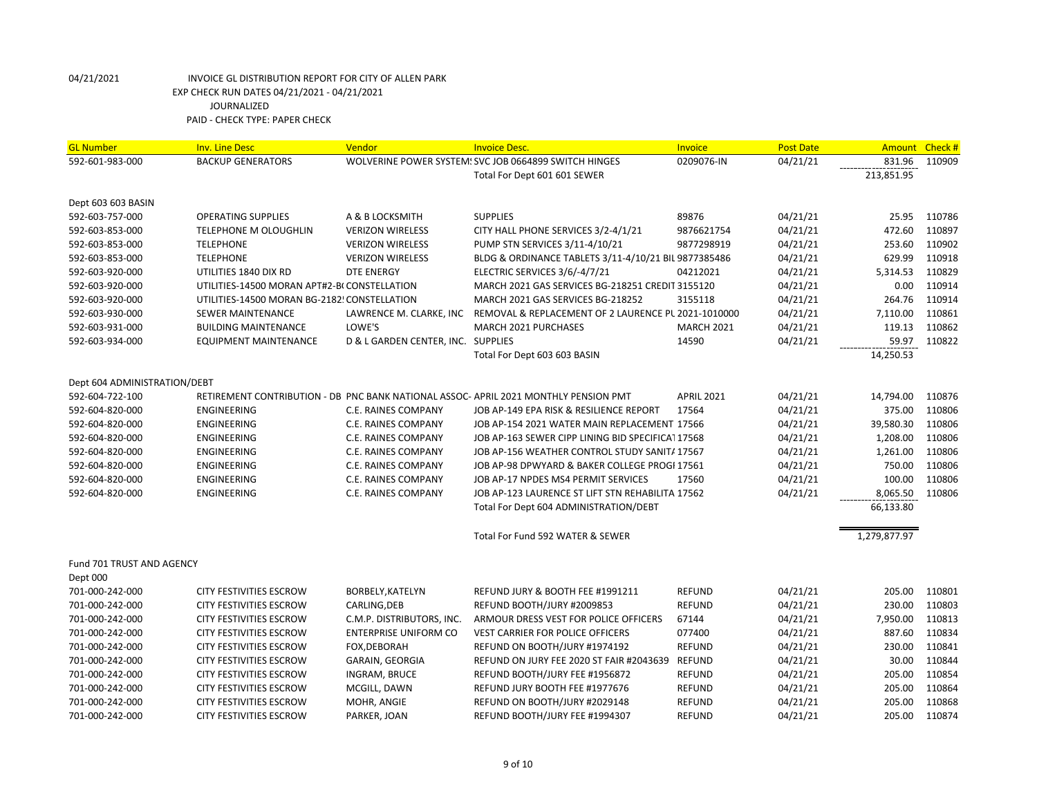04/21/2021 INVOICE GL DISTRIBUTION REPORT FOR CITY OF ALLEN PARK
EXP CHECK RUN DATES 04/21/2021 - 04/21/2021
JOURNALIZED
PAID - CHECK TYPE: PAPER CHECK

| GL Number | Inv. Line Desc | Vendor | Invoice Desc. | Invoice | Post Date | Amount | Check # |
|---|---|---|---|---|---|---|---|
| 592-601-983-000 | BACKUP GENERATORS | WOLVERINE POWER SYSTEM: | SVC JOB 0664899 SWITCH HINGES | 0209076-IN | 04/21/21 | 831.96 | 110909 |
| | | | Total For Dept 601 601 SEWER | | | 213,851.95 | |
| Dept 603 603 BASIN | | | | | | | |
| 592-603-757-000 | OPERATING SUPPLIES | A & B LOCKSMITH | SUPPLIES | 89876 | 04/21/21 | 25.95 | 110786 |
| 592-603-853-000 | TELEPHONE M OLOUGHLIN | VERIZON WIRELESS | CITY HALL PHONE SERVICES 3/2-4/1/21 | 9876621754 | 04/21/21 | 472.60 | 110897 |
| 592-603-853-000 | TELEPHONE | VERIZON WIRELESS | PUMP STN SERVICES 3/11-4/10/21 | 9877298919 | 04/21/21 | 253.60 | 110902 |
| 592-603-853-000 | TELEPHONE | VERIZON WIRELESS | BLDG & ORDINANCE TABLETS 3/11-4/10/21 BIL | 9877385486 | 04/21/21 | 629.99 | 110918 |
| 592-603-920-000 | UTILITIES 1840 DIX RD | DTE ENERGY | ELECTRIC SERVICES 3/6/-4/7/21 | 04212021 | 04/21/21 | 5,314.53 | 110829 |
| 592-603-920-000 | UTILITIES-14500 MORAN APT#2-B( | CONSTELLATION | MARCH 2021 GAS SERVICES BG-218251 CREDIT | 3155120 | 04/21/21 | 0.00 | 110914 |
| 592-603-920-000 | UTILITIES-14500 MORAN BG-2182! | CONSTELLATION | MARCH 2021 GAS SERVICES BG-218252 | 3155118 | 04/21/21 | 264.76 | 110914 |
| 592-603-930-000 | SEWER MAINTENANCE | LAWRENCE M. CLARKE, INC | REMOVAL & REPLACEMENT OF 2 LAURENCE PL | 2021-1010000 | 04/21/21 | 7,110.00 | 110861 |
| 592-603-931-000 | BUILDING MAINTENANCE | LOWE'S | MARCH 2021 PURCHASES | MARCH 2021 | 04/21/21 | 119.13 | 110862 |
| 592-603-934-000 | EQUIPMENT MAINTENANCE | D & L GARDEN CENTER, INC. | SUPPLIES | 14590 | 04/21/21 | 59.97 | 110822 |
| | | | Total For Dept 603 603 BASIN | | | 14,250.53 | |
| Dept 604 ADMINISTRATION/DEBT | | | | | | | |
| 592-604-722-100 | RETIREMENT CONTRIBUTION - DB | PNC BANK NATIONAL ASSOC- | APRIL 2021 MONTHLY PENSION PMT | APRIL 2021 | 04/21/21 | 14,794.00 | 110876 |
| 592-604-820-000 | ENGINEERING | C.E. RAINES COMPANY | JOB AP-149 EPA RISK & RESILIENCE REPORT | 17564 | 04/21/21 | 375.00 | 110806 |
| 592-604-820-000 | ENGINEERING | C.E. RAINES COMPANY | JOB AP-154 2021 WATER MAIN REPLACEMENT | 17566 | 04/21/21 | 39,580.30 | 110806 |
| 592-604-820-000 | ENGINEERING | C.E. RAINES COMPANY | JOB AP-163 SEWER CIPP LINING BID SPECIFICAT | 17568 | 04/21/21 | 1,208.00 | 110806 |
| 592-604-820-000 | ENGINEERING | C.E. RAINES COMPANY | JOB AP-156 WEATHER CONTROL STUDY SANIT/ | 17567 | 04/21/21 | 1,261.00 | 110806 |
| 592-604-820-000 | ENGINEERING | C.E. RAINES COMPANY | JOB AP-98 DPWYARD & BAKER COLLEGE PROGI | 17561 | 04/21/21 | 750.00 | 110806 |
| 592-604-820-000 | ENGINEERING | C.E. RAINES COMPANY | JOB AP-17 NPDES MS4 PERMIT SERVICES | 17560 | 04/21/21 | 100.00 | 110806 |
| 592-604-820-000 | ENGINEERING | C.E. RAINES COMPANY | JOB AP-123 LAURENCE ST LIFT STN REHABILITA | 17562 | 04/21/21 | 8,065.50 | 110806 |
| | | | Total For Dept 604 ADMINISTRATION/DEBT | | | 66,133.80 | |
| | | | Total For Fund 592 WATER & SEWER | | | 1,279,877.97 | |
| Fund 701 TRUST AND AGENCY | | | | | | | |
| Dept 000 | | | | | | | |
| 701-000-242-000 | CITY FESTIVITIES ESCROW | BORBELY,KATELYN | REFUND JURY & BOOTH FEE #1991211 | REFUND | 04/21/21 | 205.00 | 110801 |
| 701-000-242-000 | CITY FESTIVITIES ESCROW | CARLING,DEB | REFUND BOOTH/JURY #2009853 | REFUND | 04/21/21 | 230.00 | 110803 |
| 701-000-242-000 | CITY FESTIVITIES ESCROW | C.M.P. DISTRIBUTORS, INC. | ARMOUR DRESS VEST FOR POLICE OFFICERS | 67144 | 04/21/21 | 7,950.00 | 110813 |
| 701-000-242-000 | CITY FESTIVITIES ESCROW | ENTERPRISE UNIFORM CO | VEST CARRIER FOR POLICE OFFICERS | 077400 | 04/21/21 | 887.60 | 110834 |
| 701-000-242-000 | CITY FESTIVITIES ESCROW | FOX,DEBORAH | REFUND ON BOOTH/JURY #1974192 | REFUND | 04/21/21 | 230.00 | 110841 |
| 701-000-242-000 | CITY FESTIVITIES ESCROW | GARAIN, GEORGIA | REFUND ON JURY FEE 2020 ST FAIR #2043639 | REFUND | 04/21/21 | 30.00 | 110844 |
| 701-000-242-000 | CITY FESTIVITIES ESCROW | INGRAM, BRUCE | REFUND BOOTH/JURY FEE #1956872 | REFUND | 04/21/21 | 205.00 | 110854 |
| 701-000-242-000 | CITY FESTIVITIES ESCROW | MCGILL, DAWN | REFUND JURY BOOTH FEE #1977676 | REFUND | 04/21/21 | 205.00 | 110864 |
| 701-000-242-000 | CITY FESTIVITIES ESCROW | MOHR, ANGIE | REFUND ON BOOTH/JURY #2029148 | REFUND | 04/21/21 | 205.00 | 110868 |
| 701-000-242-000 | CITY FESTIVITIES ESCROW | PARKER, JOAN | REFUND BOOTH/JURY FEE #1994307 | REFUND | 04/21/21 | 205.00 | 110874 |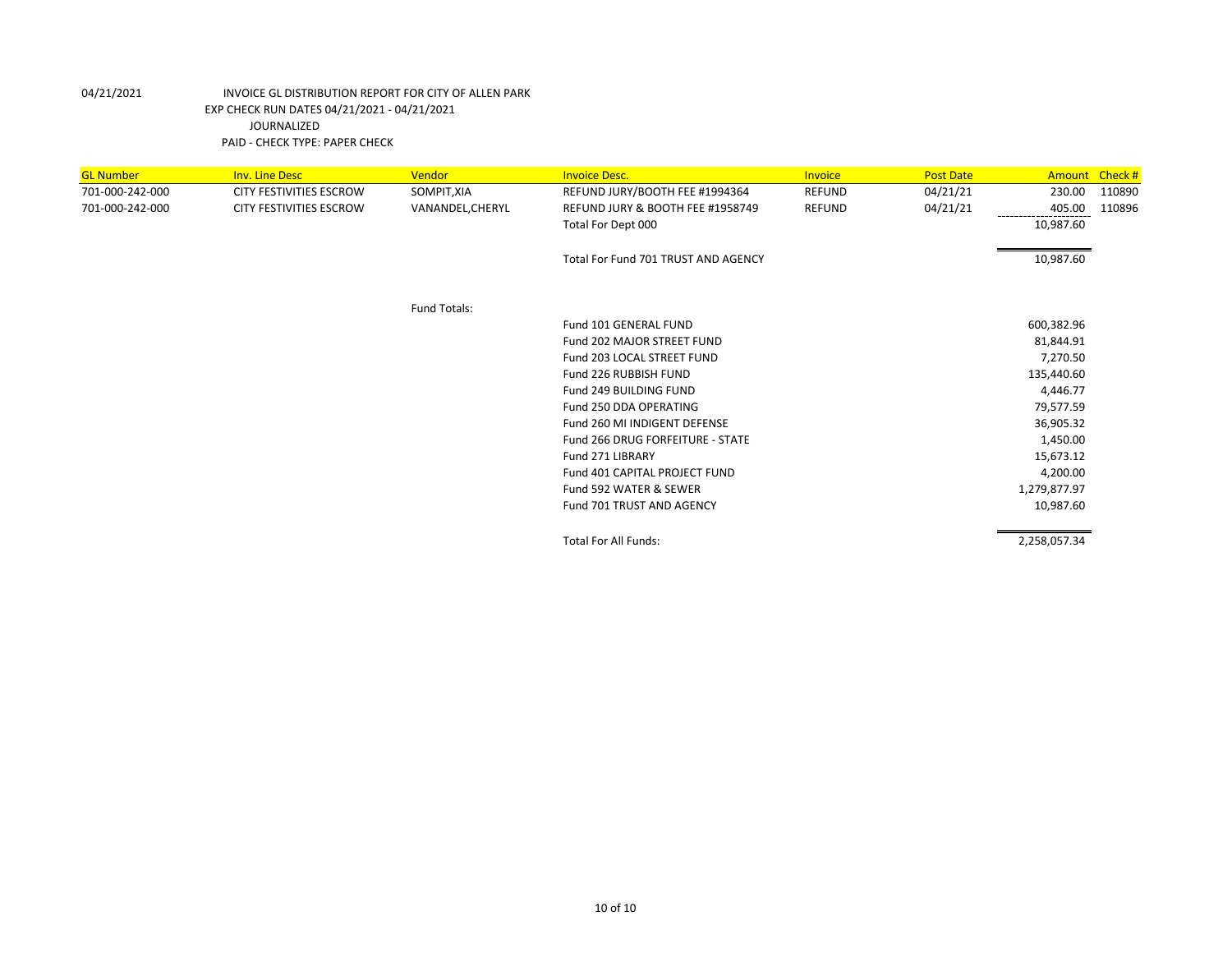04/21/2021 INVOICE GL DISTRIBUTION REPORT FOR CITY OF ALLEN PARK

EXP CHECK RUN DATES 04/21/2021 - 04/21/2021

JOURNALIZED

PAID - CHECK TYPE: PAPER CHECK

| GL Number | Inv. Line Desc | Vendor | Invoice Desc. | Invoice | Post Date | Amount | Check # |
|---|---|---|---|---|---|---|---|
| 701-000-242-000 | CITY FESTIVITIES ESCROW | SOMPIT,XIA | REFUND JURY/BOOTH FEE #1994364 | REFUND | 04/21/21 | 230.00 | 110890 |
| 701-000-242-000 | CITY FESTIVITIES ESCROW | VANANDEL,CHERYL | REFUND JURY & BOOTH FEE #1958749 | REFUND | 04/21/21 | 405.00 | 110896 |
| | | | Total For Dept 000 | | | 10,987.60 | |
| | | | Total For Fund 701 TRUST AND AGENCY | | | 10,987.60 | |
| | | Fund Totals: | | | | | |
| | | | Fund 101 GENERAL FUND | | | 600,382.96 | |
| | | | Fund 202 MAJOR STREET FUND | | | 81,844.91 | |
| | | | Fund 203 LOCAL STREET FUND | | | 7,270.50 | |
| | | | Fund 226 RUBBISH FUND | | | 135,440.60 | |
| | | | Fund 249 BUILDING FUND | | | 4,446.77 | |
| | | | Fund 250 DDA OPERATING | | | 79,577.59 | |
| | | | Fund 260 MI INDIGENT DEFENSE | | | 36,905.32 | |
| | | | Fund 266 DRUG FORFEITURE - STATE | | | 1,450.00 | |
| | | | Fund 271 LIBRARY | | | 15,673.12 | |
| | | | Fund 401 CAPITAL PROJECT FUND | | | 4,200.00 | |
| | | | Fund 592 WATER & SEWER | | | 1,279,877.97 | |
| | | | Fund 701 TRUST AND AGENCY | | | 10,987.60 | |
| | | | Total For All Funds: | | | 2,258,057.34 | |